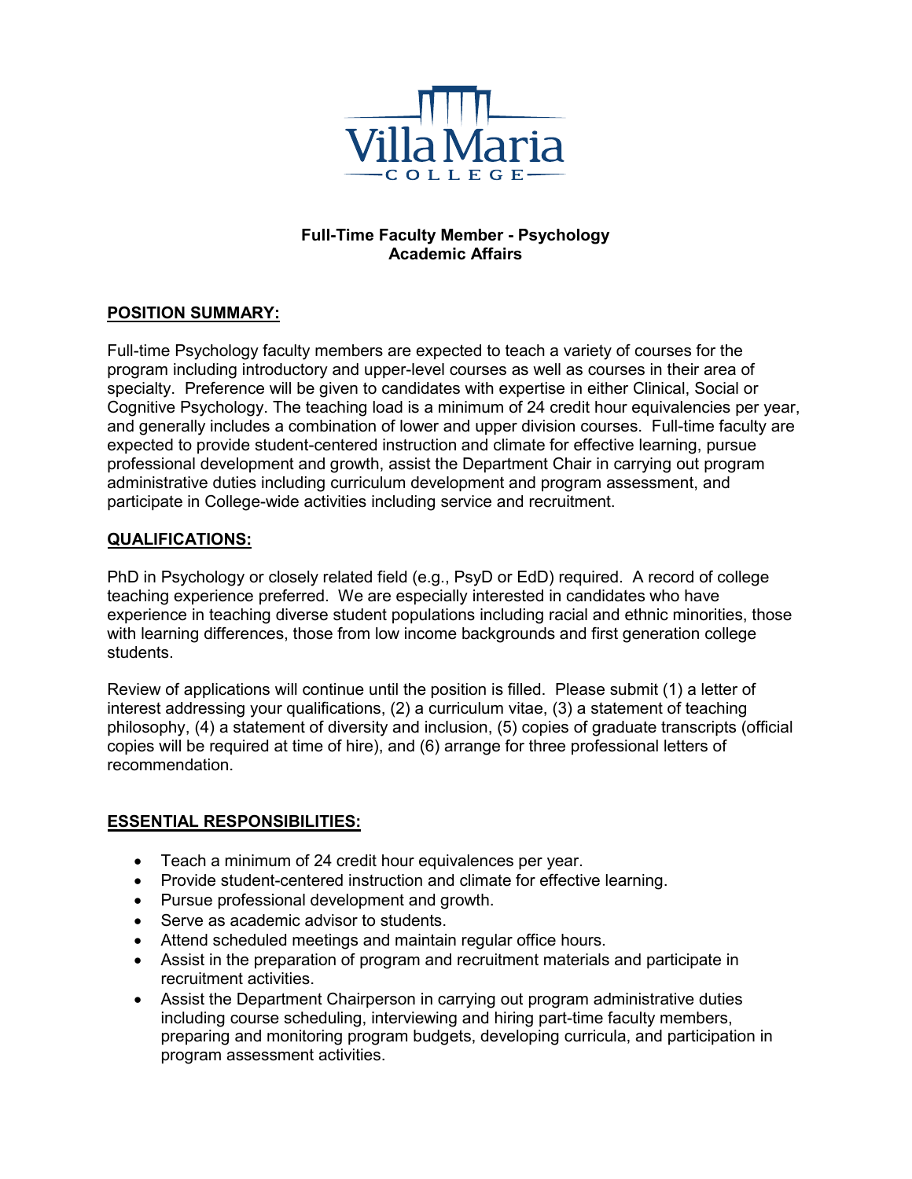Villa Maria College

**Full-Time Faculty Member - Psychology**
**Academic Affairs**

## POSITION SUMMARY:

Full-time Psychology faculty members are expected to teach a variety of courses for the program including introductory and upper-level courses as well as courses in their area of specialty. Preference will be given to candidates with expertise in either Clinical, Social or Cognitive Psychology. The teaching load is a minimum of 24 credit hour equivalencies per year, and generally includes a combination of lower and upper division courses. Full-time faculty are expected to provide student-centered instruction and climate for effective learning, pursue professional development and growth, assist the Department Chair in carrying out program administrative duties including curriculum development and program assessment, and participate in College-wide activities including service and recruitment.

## QUALIFICATIONS:

PhD in Psychology or closely related field (e.g., PsyD or EdD) required. A record of college teaching experience preferred. We are especially interested in candidates who have experience in teaching diverse student populations including racial and ethnic minorities, those with learning differences, those from low income backgrounds and first generation college students.

Review of applications will continue until the position is filled. Please submit (1) a letter of interest addressing your qualifications, (2) a curriculum vitae, (3) a statement of teaching philosophy, (4) a statement of diversity and inclusion, (5) copies of graduate transcripts (official copies will be required at time of hire), and (6) arrange for three professional letters of recommendation.

## ESSENTIAL RESPONSIBILITIES:

- Teach a minimum of 24 credit hour equivalences per year.
- Provide student-centered instruction and climate for effective learning.
- Pursue professional development and growth.
- Serve as academic advisor to students.
- Attend scheduled meetings and maintain regular office hours.
- Assist in the preparation of program and recruitment materials and participate in recruitment activities.
- Assist the Department Chairperson in carrying out program administrative duties including course scheduling, interviewing and hiring part-time faculty members, preparing and monitoring program budgets, developing curricula, and participation in program assessment activities.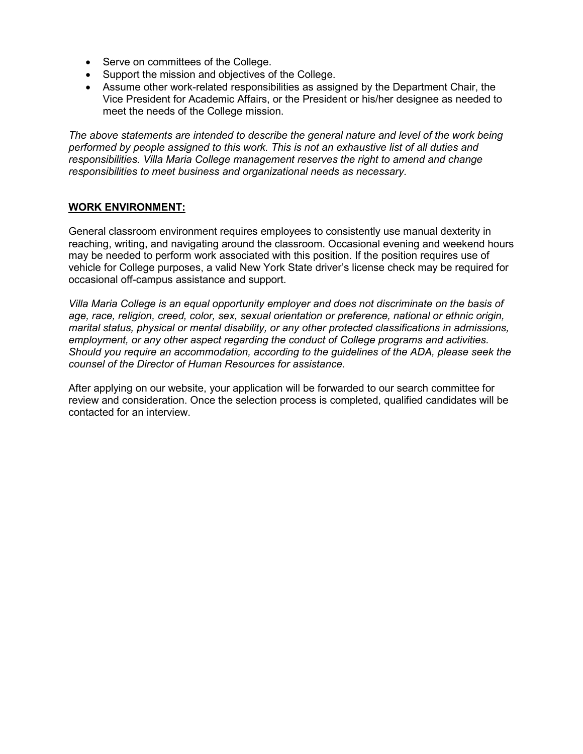- Serve on committees of the College.
- Support the mission and objectives of the College.
- Assume other work-related responsibilities as assigned by the Department Chair, the Vice President for Academic Affairs, or the President or his/her designee as needed to meet the needs of the College mission.

*The above statements are intended to describe the general nature and level of the work being performed by people assigned to this work. This is not an exhaustive list of all duties and responsibilities. Villa Maria College management reserves the right to amend and change responsibilities to meet business and organizational needs as necessary.*

## **WORK ENVIRONMENT:**

General classroom environment requires employees to consistently use manual dexterity in reaching, writing, and navigating around the classroom. Occasional evening and weekend hours may be needed to perform work associated with this position. If the position requires use of vehicle for College purposes, a valid New York State driver's license check may be required for occasional off-campus assistance and support.

*Villa Maria College is an equal opportunity employer and does not discriminate on the basis of age, race, religion, creed, color, sex, sexual orientation or preference, national or ethnic origin, marital status, physical or mental disability, or any other protected classifications in admissions, employment, or any other aspect regarding the conduct of College programs and activities. Should you require an accommodation, according to the guidelines of the ADA, please seek the counsel of the Director of Human Resources for assistance.*

After applying on our website, your application will be forwarded to our search committee for review and consideration. Once the selection process is completed, qualified candidates will be contacted for an interview.